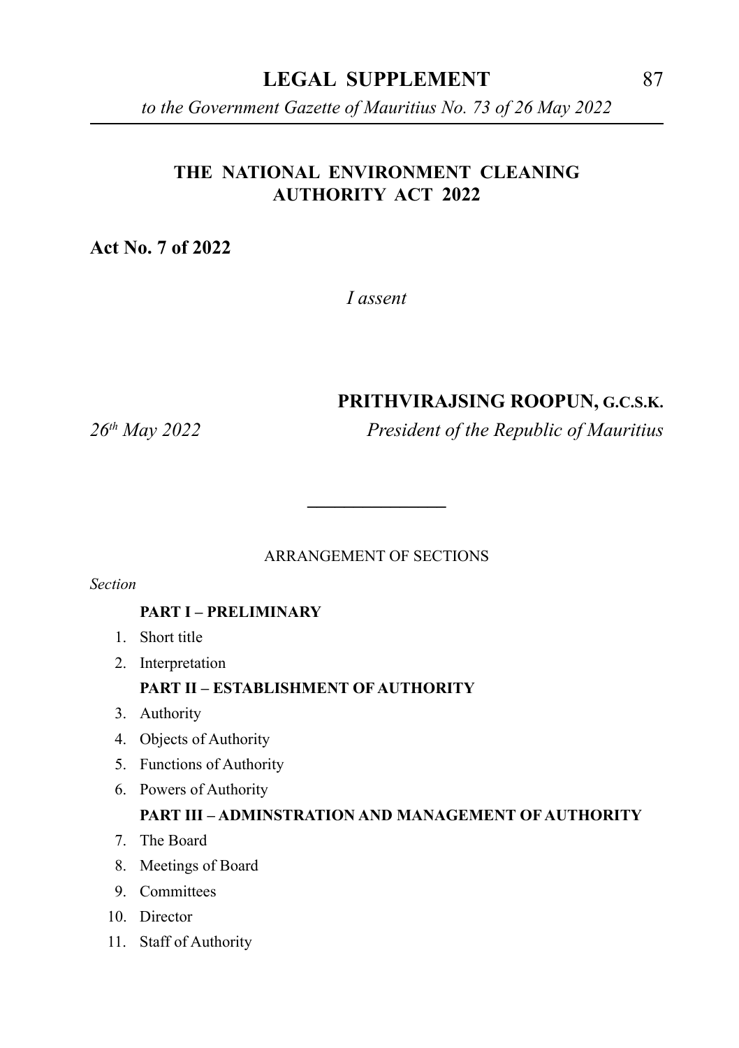# THE NATIONAL ENVIRONMENT CLEANING AUTHORITY ACT 2022

**Act No. 7 of 2022**

*I assent*

**PRITHVIRAJSING ROOPUN, G.C.S.K.**

*26th May 2022* *President of the Republic of Mauritius*

---

ARRANGEMENT OF SECTIONS

*Section*

**PART I – PRELIMINARY**

1. Short title
2. Interpretation

**PART II – ESTABLISHMENT OF AUTHORITY**

3. Authority
4. Objects of Authority
5. Functions of Authority
6. Powers of Authority

**PART III – ADMINSTRATION AND MANAGEMENT OF AUTHORITY**

7. The Board
8. Meetings of Board
9. Committees
10. Director
11. Staff of Authority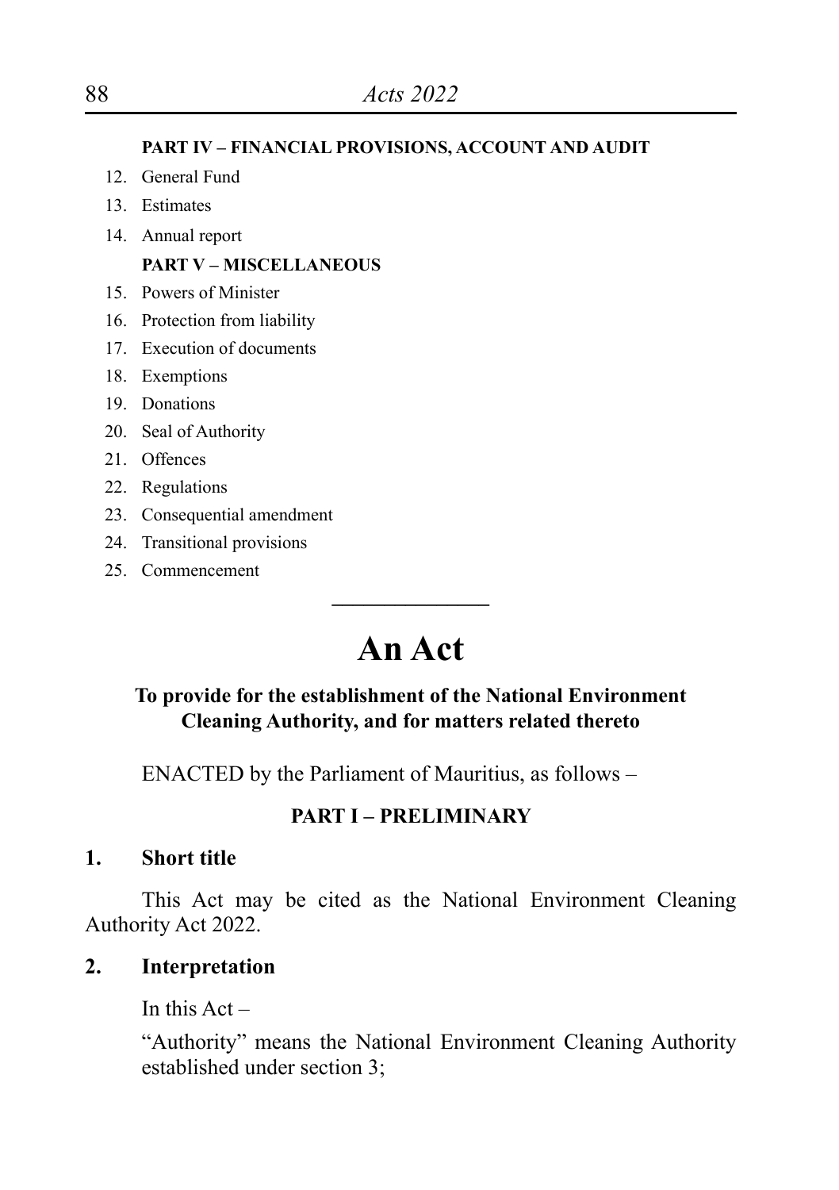**PART IV – FINANCIAL PROVISIONS, ACCOUNT AND AUDIT**

12. General Fund
13. Estimates
14. Annual report

**PART V – MISCELLANEOUS**

15. Powers of Minister
16. Protection from liability
17. Execution of documents
18. Exemptions
19. Donations
20. Seal of Authority
21. Offences
22. Regulations
23. Consequential amendment
24. Transitional provisions
25. Commencement

---

# An Act

**To provide for the establishment of the National Environment Cleaning Authority, and for matters related thereto**

ENACTED by the Parliament of Mauritius, as follows –

**PART I – PRELIMINARY**

**1. Short title**

This Act may be cited as the National Environment Cleaning Authority Act 2022.

**2. Interpretation**

In this Act –

"Authority" means the National Environment Cleaning Authority established under section 3;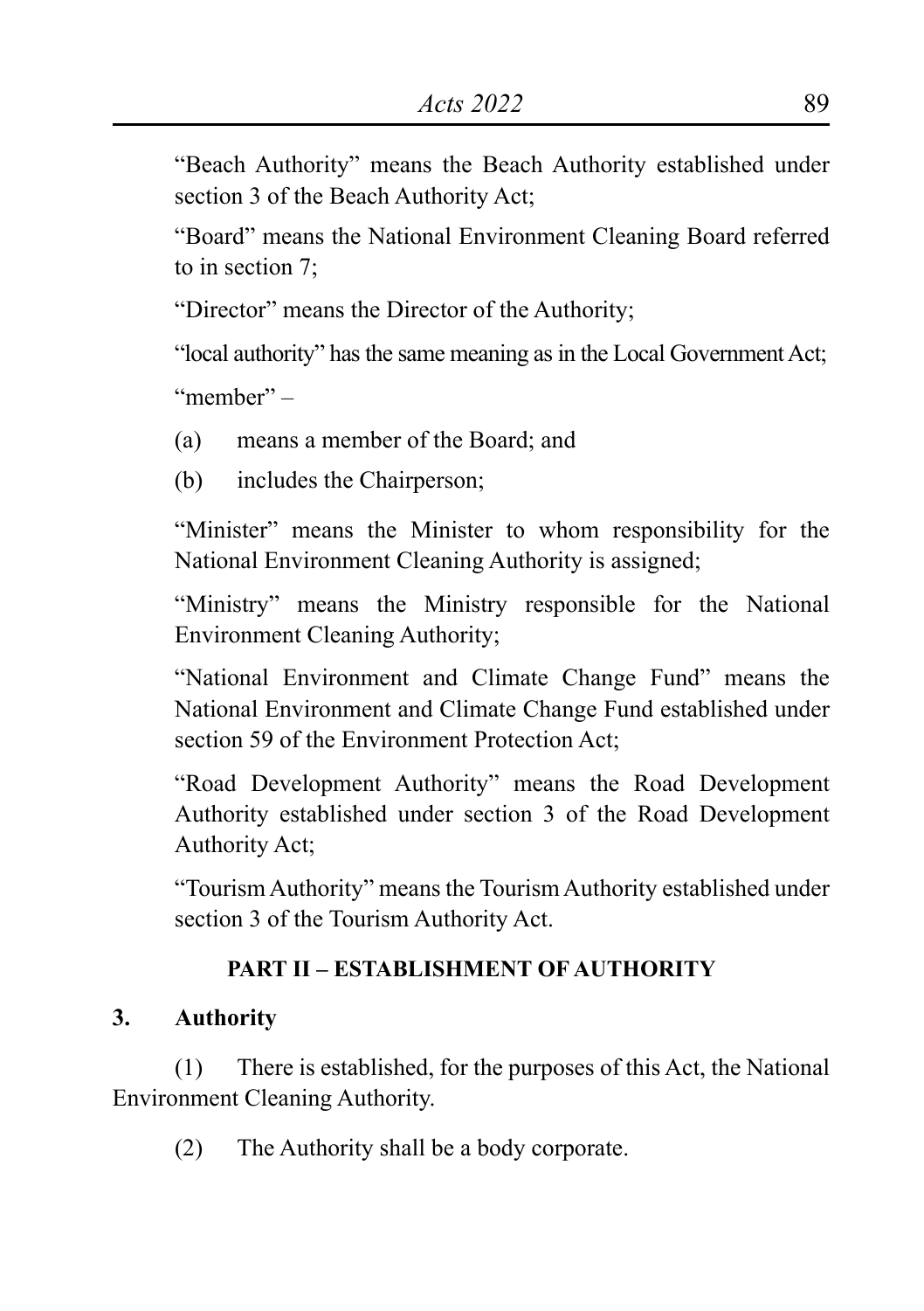"Beach Authority" means the Beach Authority established under section 3 of the Beach Authority Act;

"Board" means the National Environment Cleaning Board referred to in section 7;

"Director" means the Director of the Authority;

"local authority" has the same meaning as in the Local Government Act;

"member" –

(a) means a member of the Board; and

(b) includes the Chairperson;

"Minister" means the Minister to whom responsibility for the National Environment Cleaning Authority is assigned;

"Ministry" means the Ministry responsible for the National Environment Cleaning Authority;

"National Environment and Climate Change Fund" means the National Environment and Climate Change Fund established under section 59 of the Environment Protection Act;

"Road Development Authority" means the Road Development Authority established under section 3 of the Road Development Authority Act;

"Tourism Authority" means the Tourism Authority established under section 3 of the Tourism Authority Act.

## PART II – ESTABLISHMENT OF AUTHORITY

### 3. Authority

(1) There is established, for the purposes of this Act, the National Environment Cleaning Authority.

(2) The Authority shall be a body corporate.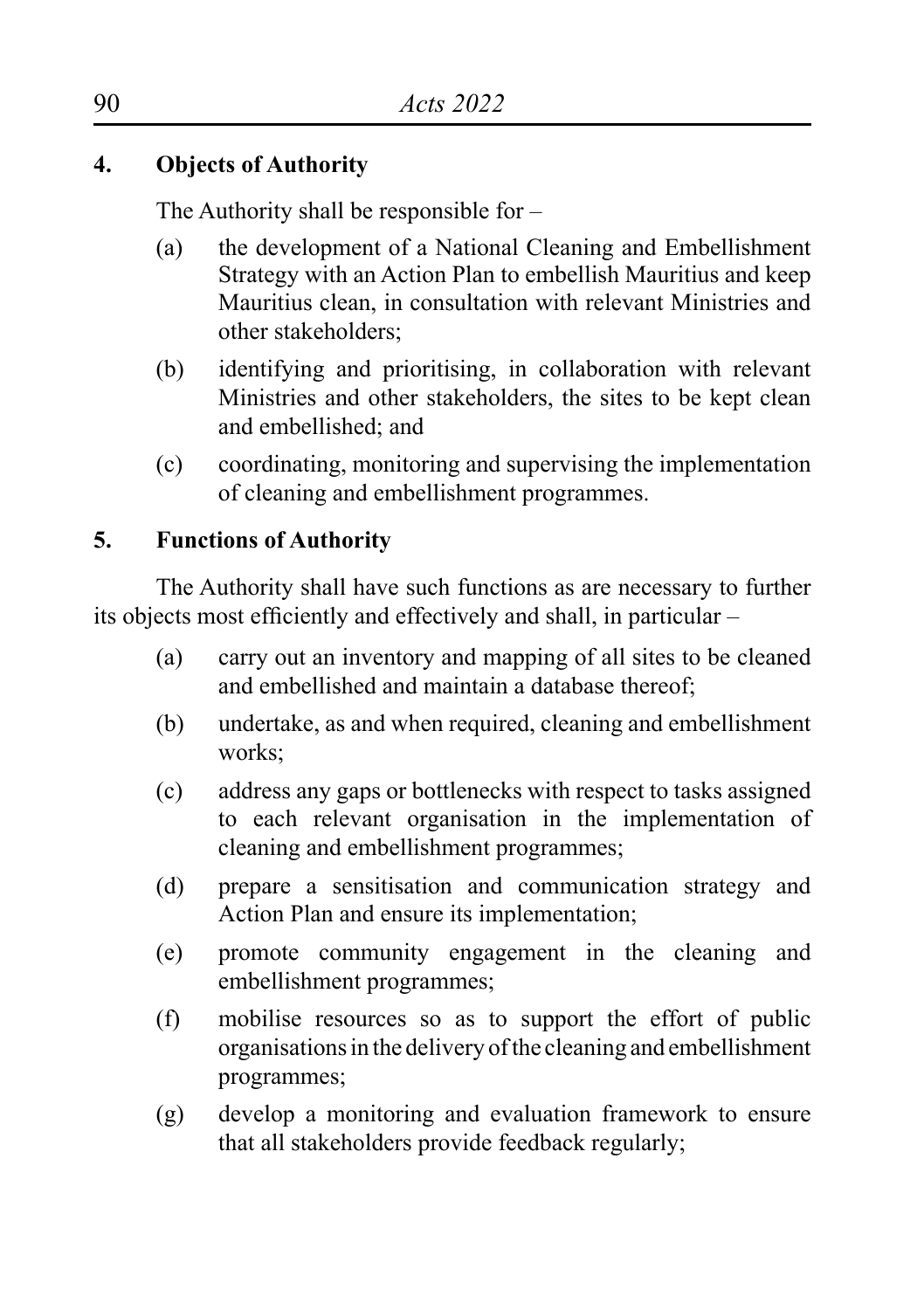## 4. Objects of Authority

The Authority shall be responsible for –

(a) the development of a National Cleaning and Embellishment Strategy with an Action Plan to embellish Mauritius and keep Mauritius clean, in consultation with relevant Ministries and other stakeholders;

(b) identifying and prioritising, in collaboration with relevant Ministries and other stakeholders, the sites to be kept clean and embellished; and

(c) coordinating, monitoring and supervising the implementation of cleaning and embellishment programmes.

## 5. Functions of Authority

The Authority shall have such functions as are necessary to further its objects most efficiently and effectively and shall, in particular –

(a) carry out an inventory and mapping of all sites to be cleaned and embellished and maintain a database thereof;

(b) undertake, as and when required, cleaning and embellishment works;

(c) address any gaps or bottlenecks with respect to tasks assigned to each relevant organisation in the implementation of cleaning and embellishment programmes;

(d) prepare a sensitisation and communication strategy and Action Plan and ensure its implementation;

(e) promote community engagement in the cleaning and embellishment programmes;

(f) mobilise resources so as to support the effort of public organisations in the delivery of the cleaning and embellishment programmes;

(g) develop a monitoring and evaluation framework to ensure that all stakeholders provide feedback regularly;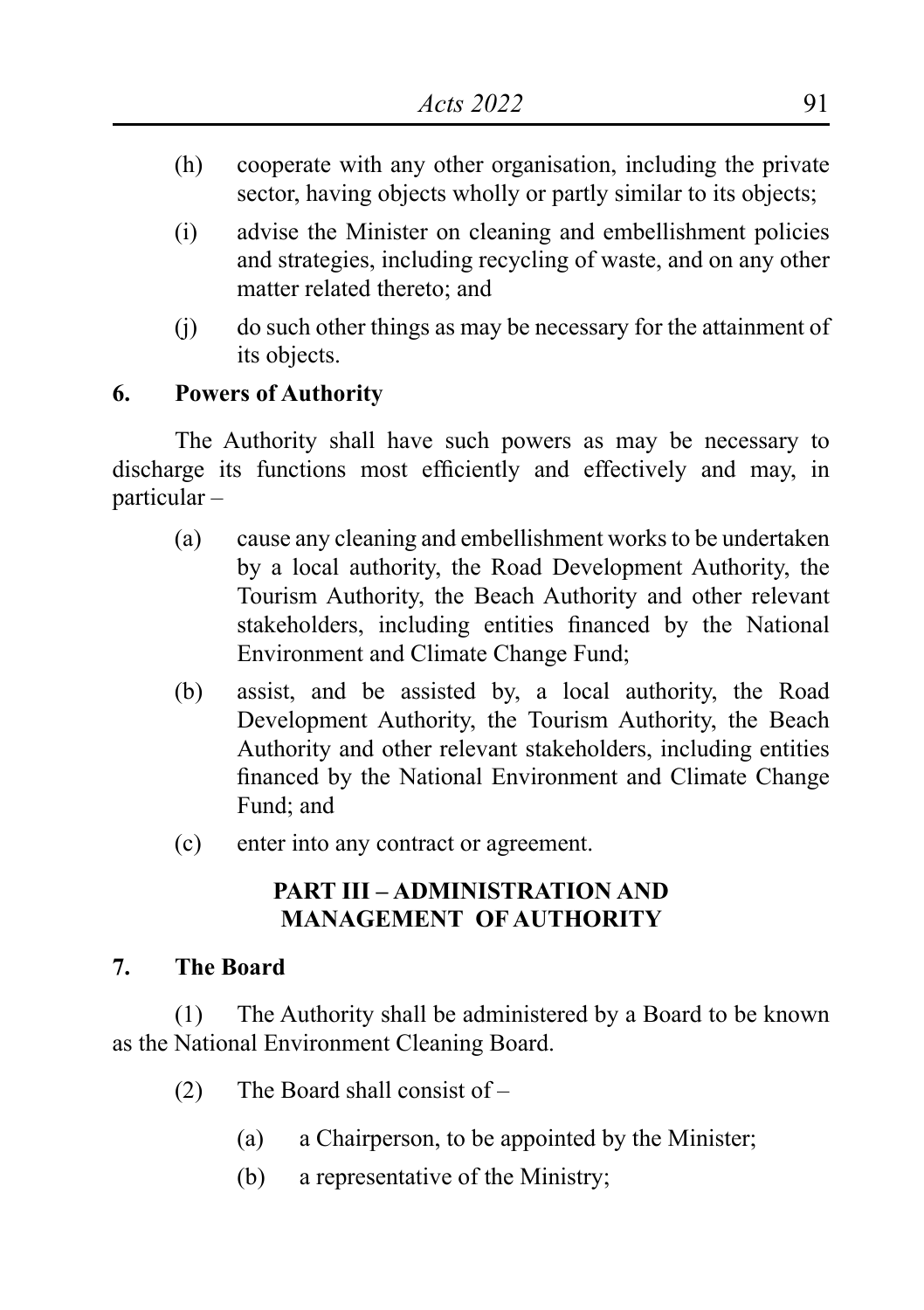(h) cooperate with any other organisation, including the private sector, having objects wholly or partly similar to its objects;

(i) advise the Minister on cleaning and embellishment policies and strategies, including recycling of waste, and on any other matter related thereto; and

(j) do such other things as may be necessary for the attainment of its objects.

**6. Powers of Authority**

The Authority shall have such powers as may be necessary to discharge its functions most efficiently and effectively and may, in particular –

(a) cause any cleaning and embellishment works to be undertaken by a local authority, the Road Development Authority, the Tourism Authority, the Beach Authority and other relevant stakeholders, including entities financed by the National Environment and Climate Change Fund;

(b) assist, and be assisted by, a local authority, the Road Development Authority, the Tourism Authority, the Beach Authority and other relevant stakeholders, including entities financed by the National Environment and Climate Change Fund; and

(c) enter into any contract or agreement.

## PART III – ADMINISTRATION AND MANAGEMENT OF AUTHORITY

**7. The Board**

(1) The Authority shall be administered by a Board to be known as the National Environment Cleaning Board.

(2) The Board shall consist of –

(a) a Chairperson, to be appointed by the Minister;

(b) a representative of the Ministry;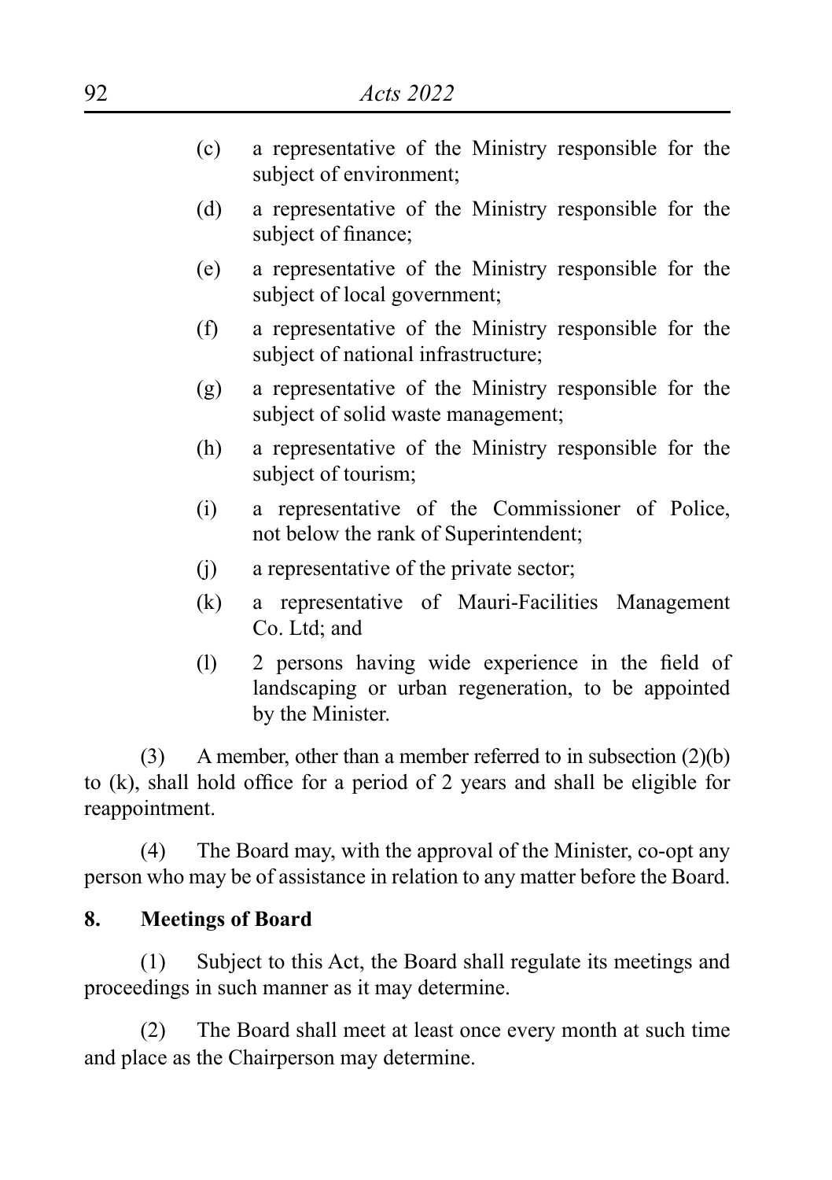(c) a representative of the Ministry responsible for the subject of environment;

(d) a representative of the Ministry responsible for the subject of finance;

(e) a representative of the Ministry responsible for the subject of local government;

(f) a representative of the Ministry responsible for the subject of national infrastructure;

(g) a representative of the Ministry responsible for the subject of solid waste management;

(h) a representative of the Ministry responsible for the subject of tourism;

(i) a representative of the Commissioner of Police, not below the rank of Superintendent;

(j) a representative of the private sector;

(k) a representative of Mauri-Facilities Management Co. Ltd; and

(l) 2 persons having wide experience in the field of landscaping or urban regeneration, to be appointed by the Minister.

(3) A member, other than a member referred to in subsection (2)(b) to (k), shall hold office for a period of 2 years and shall be eligible for reappointment.

(4) The Board may, with the approval of the Minister, co-opt any person who may be of assistance in relation to any matter before the Board.

**8. Meetings of Board**

(1) Subject to this Act, the Board shall regulate its meetings and proceedings in such manner as it may determine.

(2) The Board shall meet at least once every month at such time and place as the Chairperson may determine.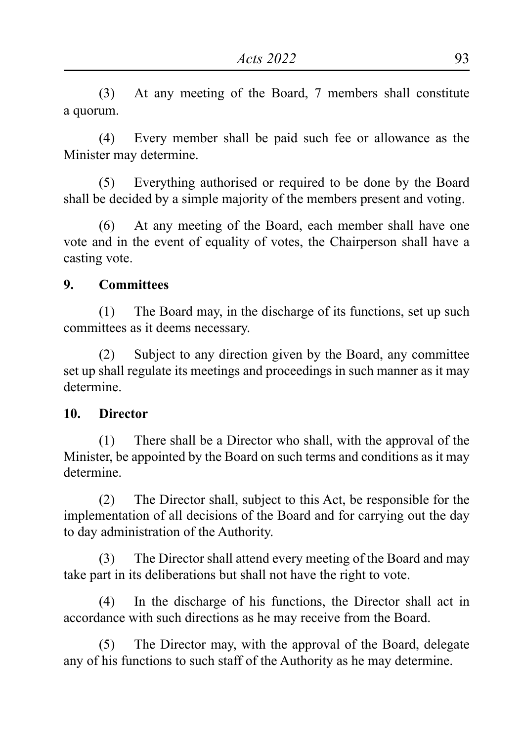(3) At any meeting of the Board, 7 members shall constitute a quorum.

(4) Every member shall be paid such fee or allowance as the Minister may determine.

(5) Everything authorised or required to be done by the Board shall be decided by a simple majority of the members present and voting.

(6) At any meeting of the Board, each member shall have one vote and in the event of equality of votes, the Chairperson shall have a casting vote.

**9. Committees**

(1) The Board may, in the discharge of its functions, set up such committees as it deems necessary.

(2) Subject to any direction given by the Board, any committee set up shall regulate its meetings and proceedings in such manner as it may determine.

**10. Director**

(1) There shall be a Director who shall, with the approval of the Minister, be appointed by the Board on such terms and conditions as it may determine.

(2) The Director shall, subject to this Act, be responsible for the implementation of all decisions of the Board and for carrying out the day to day administration of the Authority.

(3) The Director shall attend every meeting of the Board and may take part in its deliberations but shall not have the right to vote.

(4) In the discharge of his functions, the Director shall act in accordance with such directions as he may receive from the Board.

(5) The Director may, with the approval of the Board, delegate any of his functions to such staff of the Authority as he may determine.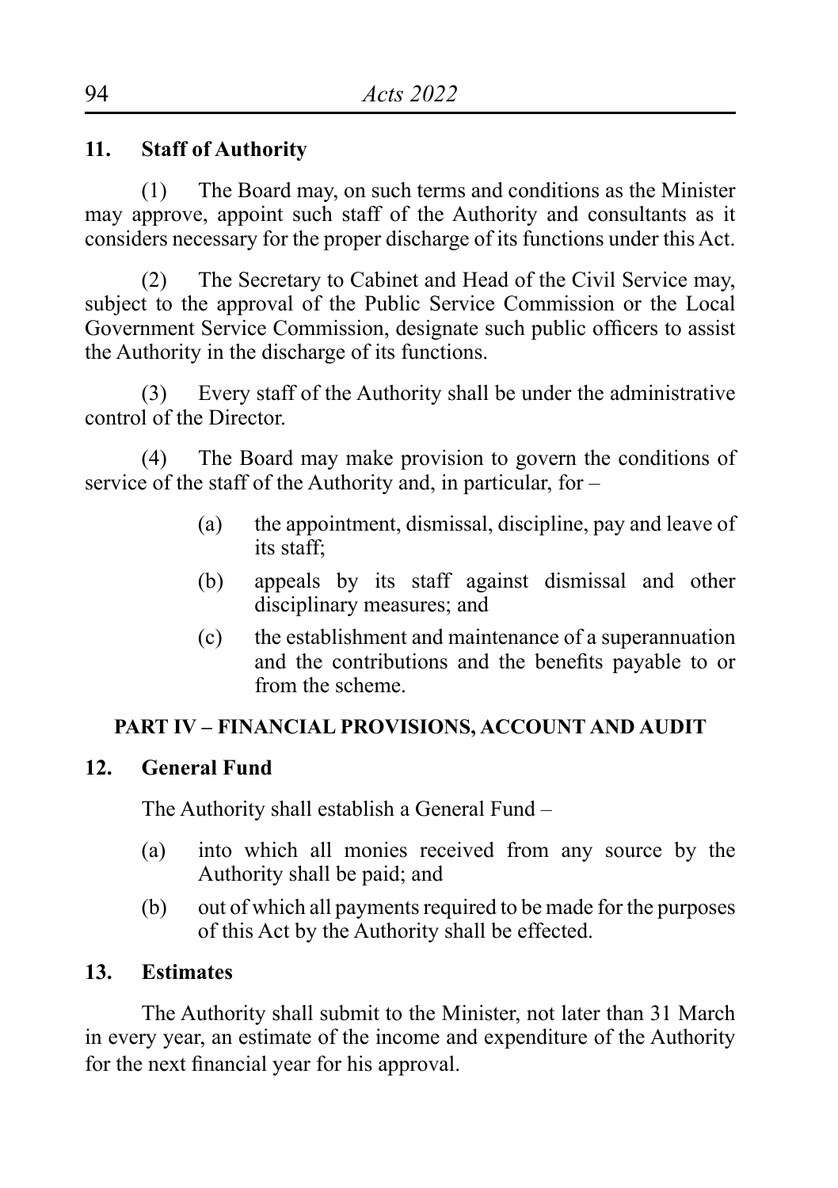**11. Staff of Authority**

(1) The Board may, on such terms and conditions as the Minister may approve, appoint such staff of the Authority and consultants as it considers necessary for the proper discharge of its functions under this Act.

(2) The Secretary to Cabinet and Head of the Civil Service may, subject to the approval of the Public Service Commission or the Local Government Service Commission, designate such public officers to assist the Authority in the discharge of its functions.

(3) Every staff of the Authority shall be under the administrative control of the Director.

(4) The Board may make provision to govern the conditions of service of the staff of the Authority and, in particular, for –

- (a) the appointment, dismissal, discipline, pay and leave of its staff;
- (b) appeals by its staff against dismissal and other disciplinary measures; and
- (c) the establishment and maintenance of a superannuation and the contributions and the benefits payable to or from the scheme.

## PART IV – FINANCIAL PROVISIONS, ACCOUNT AND AUDIT

**12. General Fund**

The Authority shall establish a General Fund –

- (a) into which all monies received from any source by the Authority shall be paid; and
- (b) out of which all payments required to be made for the purposes of this Act by the Authority shall be effected.

**13. Estimates**

The Authority shall submit to the Minister, not later than 31 March in every year, an estimate of the income and expenditure of the Authority for the next financial year for his approval.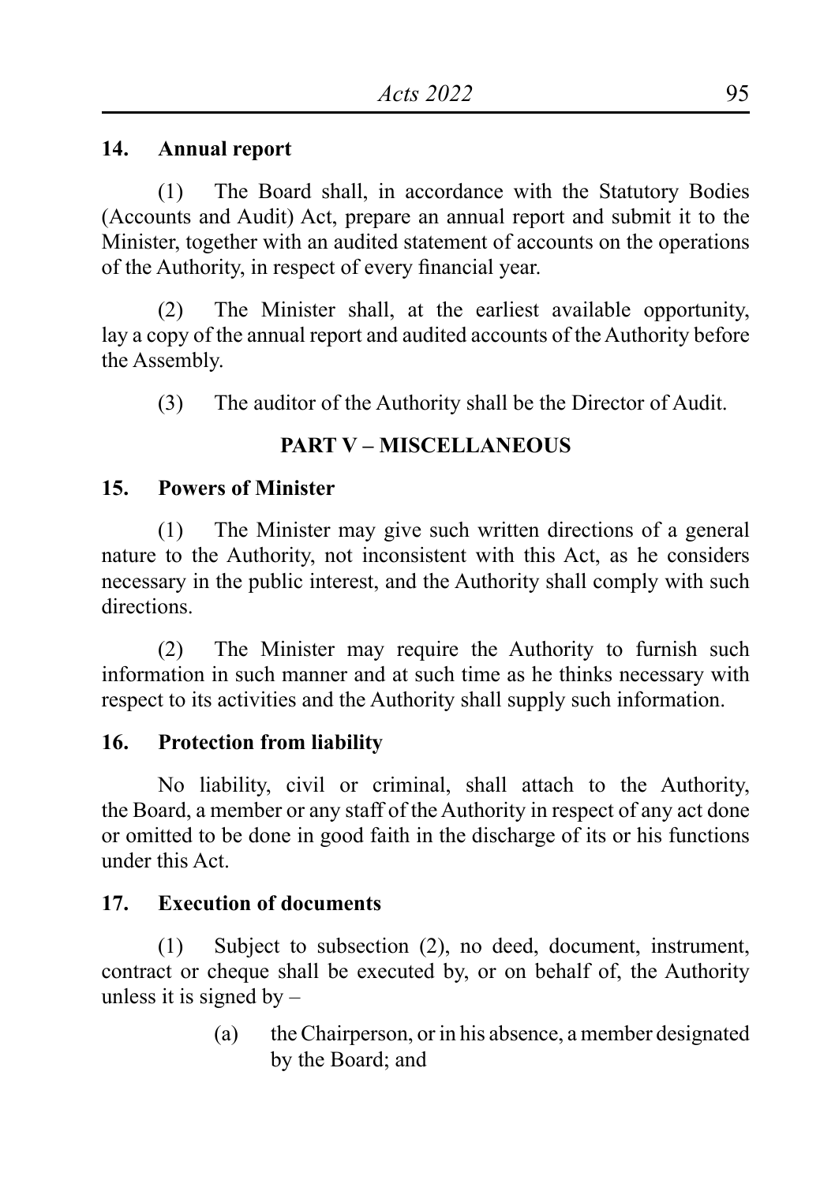### 14. Annual report

(1) The Board shall, in accordance with the Statutory Bodies (Accounts and Audit) Act, prepare an annual report and submit it to the Minister, together with an audited statement of accounts on the operations of the Authority, in respect of every financial year.

(2) The Minister shall, at the earliest available opportunity, lay a copy of the annual report and audited accounts of the Authority before the Assembly.

(3) The auditor of the Authority shall be the Director of Audit.

## PART V – MISCELLANEOUS

### 15. Powers of Minister

(1) The Minister may give such written directions of a general nature to the Authority, not inconsistent with this Act, as he considers necessary in the public interest, and the Authority shall comply with such directions.

(2) The Minister may require the Authority to furnish such information in such manner and at such time as he thinks necessary with respect to its activities and the Authority shall supply such information.

### 16. Protection from liability

No liability, civil or criminal, shall attach to the Authority, the Board, a member or any staff of the Authority in respect of any act done or omitted to be done in good faith in the discharge of its or his functions under this Act.

### 17. Execution of documents

(1) Subject to subsection (2), no deed, document, instrument, contract or cheque shall be executed by, or on behalf of, the Authority unless it is signed by –

(a) the Chairperson, or in his absence, a member designated by the Board; and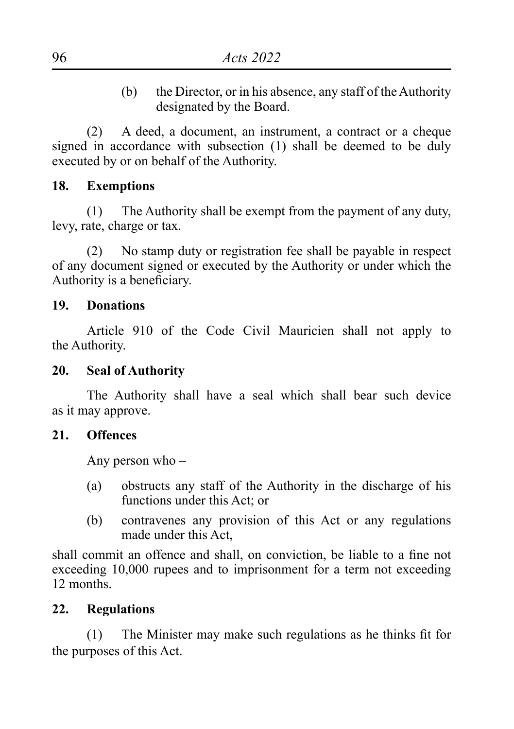(b) the Director, or in his absence, any staff of the Authority designated by the Board.

(2) A deed, a document, an instrument, a contract or a cheque signed in accordance with subsection (1) shall be deemed to be duly executed by or on behalf of the Authority.

**18. Exemptions**

(1) The Authority shall be exempt from the payment of any duty, levy, rate, charge or tax.

(2) No stamp duty or registration fee shall be payable in respect of any document signed or executed by the Authority or under which the Authority is a beneficiary.

**19. Donations**

Article 910 of the Code Civil Mauricien shall not apply to the Authority.

**20. Seal of Authority**

The Authority shall have a seal which shall bear such device as it may approve.

**21. Offences**

Any person who –

(a) obstructs any staff of the Authority in the discharge of his functions under this Act; or

(b) contravenes any provision of this Act or any regulations made under this Act,

shall commit an offence and shall, on conviction, be liable to a fine not exceeding 10,000 rupees and to imprisonment for a term not exceeding 12 months.

**22. Regulations**

(1) The Minister may make such regulations as he thinks fit for the purposes of this Act.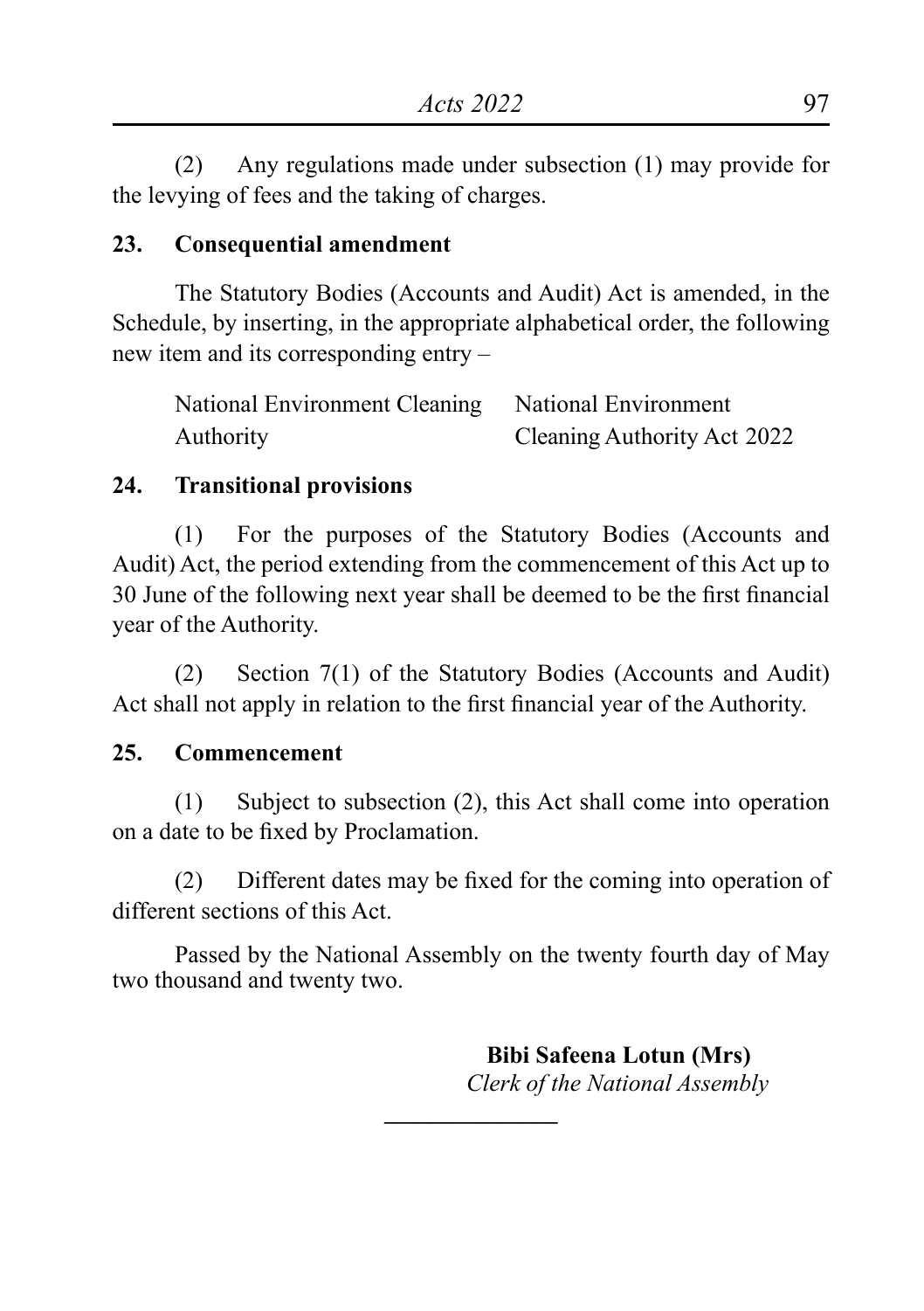(2) Any regulations made under subsection (1) may provide for the levying of fees and the taking of charges.

**23. Consequential amendment**

The Statutory Bodies (Accounts and Audit) Act is amended, in the Schedule, by inserting, in the appropriate alphabetical order, the following new item and its corresponding entry –

| | |
|---|---|
| National Environment Cleaning Authority | National Environment Cleaning Authority Act 2022 |

**24. Transitional provisions**

(1) For the purposes of the Statutory Bodies (Accounts and Audit) Act, the period extending from the commencement of this Act up to 30 June of the following next year shall be deemed to be the first financial year of the Authority.

(2) Section 7(1) of the Statutory Bodies (Accounts and Audit) Act shall not apply in relation to the first financial year of the Authority.

**25. Commencement**

(1) Subject to subsection (2), this Act shall come into operation on a date to be fixed by Proclamation.

(2) Different dates may be fixed for the coming into operation of different sections of this Act.

Passed by the National Assembly on the twenty fourth day of May two thousand and twenty two.

**Bibi Safeena Lotun (Mrs)**
*Clerk of the National Assembly*